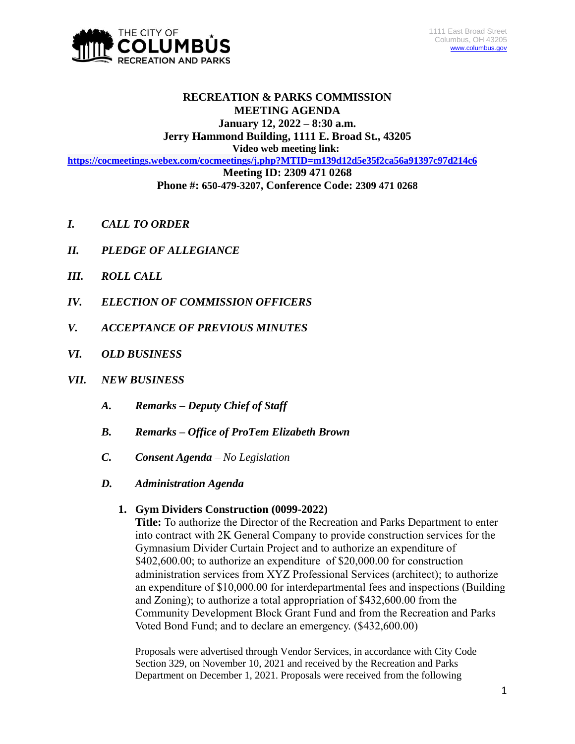THE CITY OF COLUMBUS RECREATION AND PARKS

1111 East Broad Street
Columbus, OH 43205
www.columbus.gov

# RECREATION & PARKS COMMISSION MEETING AGENDA

**January 12, 2022 – 8:30 a.m.**
**Jerry Hammond Building, 1111 E. Broad St., 43205**
**Video web meeting link:**
**https://cocmeetings.webex.com/cocmeetings/j.php?MTID=m139d12d5e35f2ca56a91397c97d214c6**
**Meeting ID: 2309 471 0268**
**Phone #: 650-479-3207, Conference Code: 2309 471 0268**

***I. CALL TO ORDER***

***II. PLEDGE OF ALLEGIANCE***

***III. ROLL CALL***

***IV. ELECTION OF COMMISSION OFFICERS***

***V. ACCEPTANCE OF PREVIOUS MINUTES***

***VI. OLD BUSINESS***

***VII. NEW BUSINESS***

***A. Remarks – Deputy Chief of Staff***

***B. Remarks – Office of ProTem Elizabeth Brown***

***C. Consent Agenda** – No Legislation*

***D. Administration Agenda***

**1. Gym Dividers Construction (0099-2022)**

**Title:** To authorize the Director of the Recreation and Parks Department to enter into contract with 2K General Company to provide construction services for the Gymnasium Divider Curtain Project and to authorize an expenditure of $402,600.00; to authorize an expenditure of $20,000.00 for construction administration services from XYZ Professional Services (architect); to authorize an expenditure of $10,000.00 for interdepartmental fees and inspections (Building and Zoning); to authorize a total appropriation of $432,600.00 from the Community Development Block Grant Fund and from the Recreation and Parks Voted Bond Fund; and to declare an emergency. ($432,600.00)

Proposals were advertised through Vendor Services, in accordance with City Code Section 329, on November 10, 2021 and received by the Recreation and Parks Department on December 1, 2021. Proposals were received from the following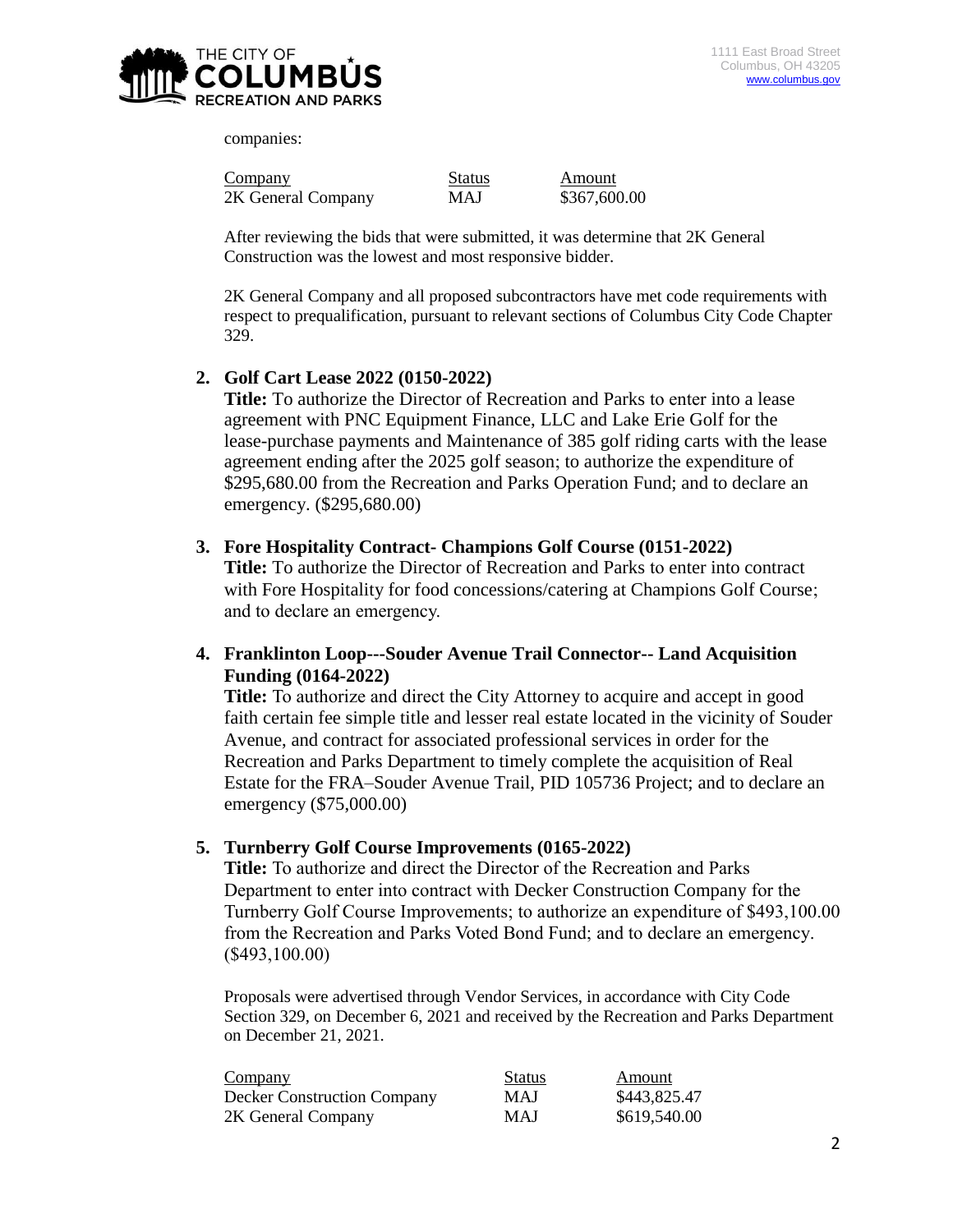companies:

| Company | Status | Amount |
|---|---|---|
| 2K General Company | MAJ | $367,600.00 |

After reviewing the bids that were submitted, it was determine that 2K General Construction was the lowest and most responsive bidder.

2K General Company and all proposed subcontractors have met code requirements with respect to prequalification, pursuant to relevant sections of Columbus City Code Chapter 329.

2. **Golf Cart Lease 2022 (0150-2022)**
   **Title:** To authorize the Director of Recreation and Parks to enter into a lease agreement with PNC Equipment Finance, LLC and Lake Erie Golf for the lease-purchase payments and Maintenance of 385 golf riding carts with the lease agreement ending after the 2025 golf season; to authorize the expenditure of $295,680.00 from the Recreation and Parks Operation Fund; and to declare an emergency. ($295,680.00)

3. **Fore Hospitality Contract- Champions Golf Course (0151-2022)**
   **Title:** To authorize the Director of Recreation and Parks to enter into contract with Fore Hospitality for food concessions/catering at Champions Golf Course; and to declare an emergency.

4. **Franklinton Loop---Souder Avenue Trail Connector-- Land Acquisition Funding (0164-2022)**
   **Title:** To authorize and direct the City Attorney to acquire and accept in good faith certain fee simple title and lesser real estate located in the vicinity of Souder Avenue, and contract for associated professional services in order for the Recreation and Parks Department to timely complete the acquisition of Real Estate for the FRA–Souder Avenue Trail, PID 105736 Project; and to declare an emergency ($75,000.00)

5. **Turnberry Golf Course Improvements (0165-2022)**
   **Title:** To authorize and direct the Director of the Recreation and Parks Department to enter into contract with Decker Construction Company for the Turnberry Golf Course Improvements; to authorize an expenditure of $493,100.00 from the Recreation and Parks Voted Bond Fund; and to declare an emergency. ($493,100.00)

   Proposals were advertised through Vendor Services, in accordance with City Code Section 329, on December 6, 2021 and received by the Recreation and Parks Department on December 21, 2021.

| Company | Status | Amount |
|---|---|---|
| Decker Construction Company | MAJ | $443,825.47 |
| 2K General Company | MAJ | $619,540.00 |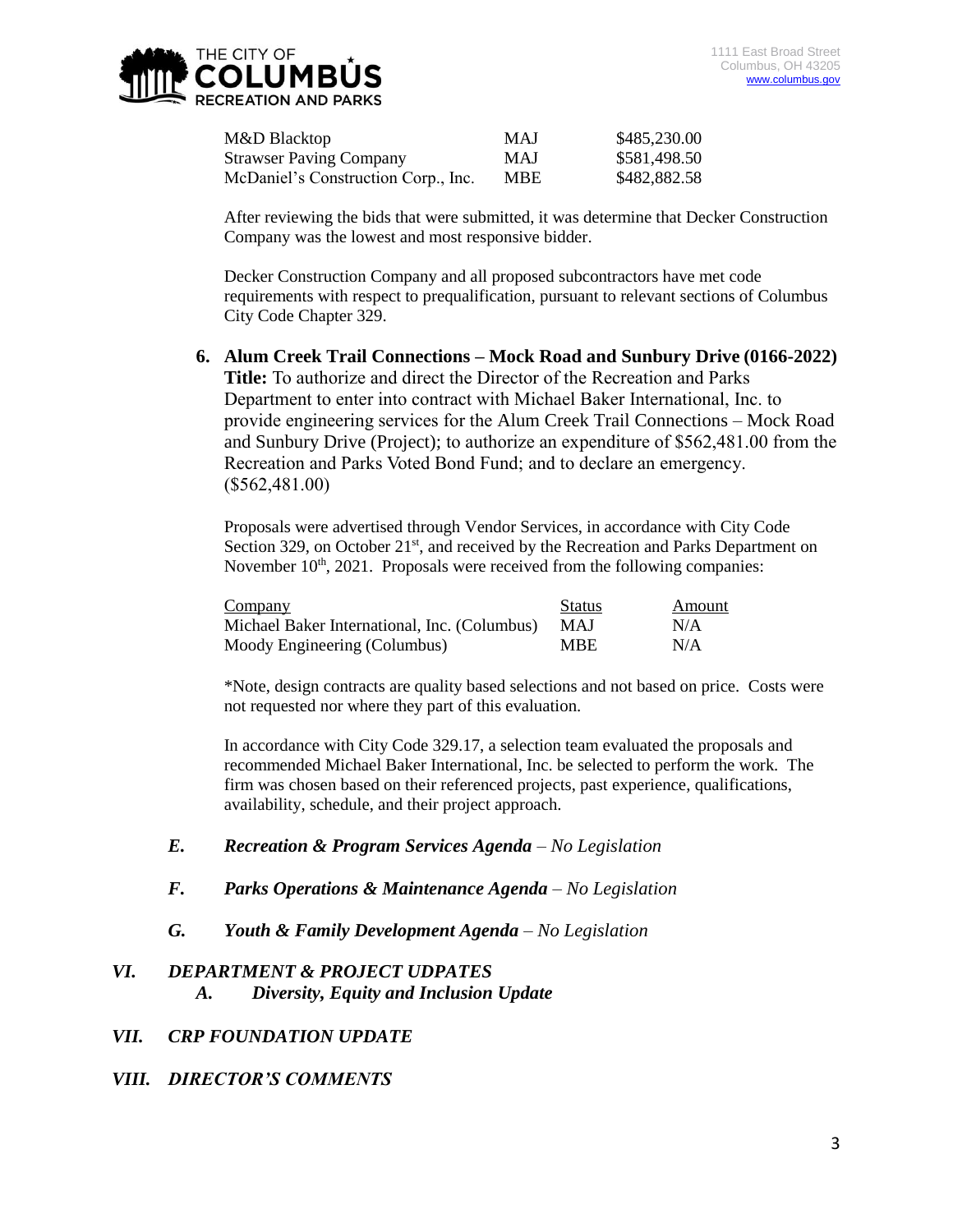| | | |
|---|---|---|
| M&D Blacktop | MAJ | $485,230.00 |
| Strawser Paving Company | MAJ | $581,498.50 |
| McDaniel's Construction Corp., Inc. | MBE | $482,882.58 |

After reviewing the bids that were submitted, it was determine that Decker Construction Company was the lowest and most responsive bidder.

Decker Construction Company and all proposed subcontractors have met code requirements with respect to prequalification, pursuant to relevant sections of Columbus City Code Chapter 329.

**6. Alum Creek Trail Connections – Mock Road and Sunbury Drive (0166-2022)**
**Title:** To authorize and direct the Director of the Recreation and Parks Department to enter into contract with Michael Baker International, Inc. to provide engineering services for the Alum Creek Trail Connections – Mock Road and Sunbury Drive (Project); to authorize an expenditure of $562,481.00 from the Recreation and Parks Voted Bond Fund; and to declare an emergency. ($562,481.00)

Proposals were advertised through Vendor Services, in accordance with City Code Section 329, on October 21st, and received by the Recreation and Parks Department on November 10th, 2021. Proposals were received from the following companies:

| Company | Status | Amount |
|---|---|---|
| Michael Baker International, Inc. (Columbus) | MAJ | N/A |
| Moody Engineering (Columbus) | MBE | N/A |

*Note, design contracts are quality based selections and not based on price. Costs were not requested nor where they part of this evaluation.

In accordance with City Code 329.17, a selection team evaluated the proposals and recommended Michael Baker International, Inc. be selected to perform the work. The firm was chosen based on their referenced projects, past experience, qualifications, availability, schedule, and their project approach.

***E. Recreation & Program Services Agenda** – No Legislation*

***F. Parks Operations & Maintenance Agenda** – No Legislation*

***G. Youth & Family Development Agenda** – No Legislation*

***VI. DEPARTMENT & PROJECT UDPATES***

***A. Diversity, Equity and Inclusion Update***

***VII. CRP FOUNDATION UPDATE***

***VIII. DIRECTOR'S COMMENTS***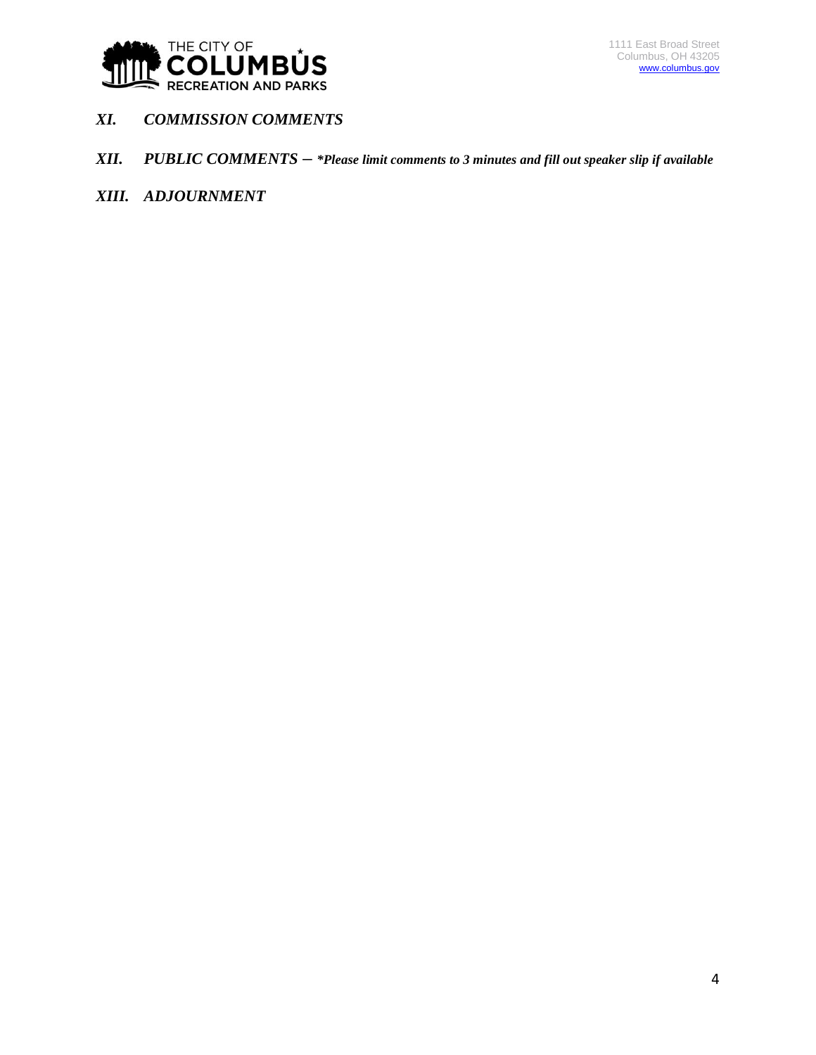THE CITY OF COLUMBUS RECREATION AND PARKS

1111 East Broad Street
Columbus, OH 43205
www.columbus.gov

### *XI. COMMISSION COMMENTS*

### *XII. PUBLIC COMMENTS – \*Please limit comments to 3 minutes and fill out speaker slip if available*

### *XIII. ADJOURNMENT*